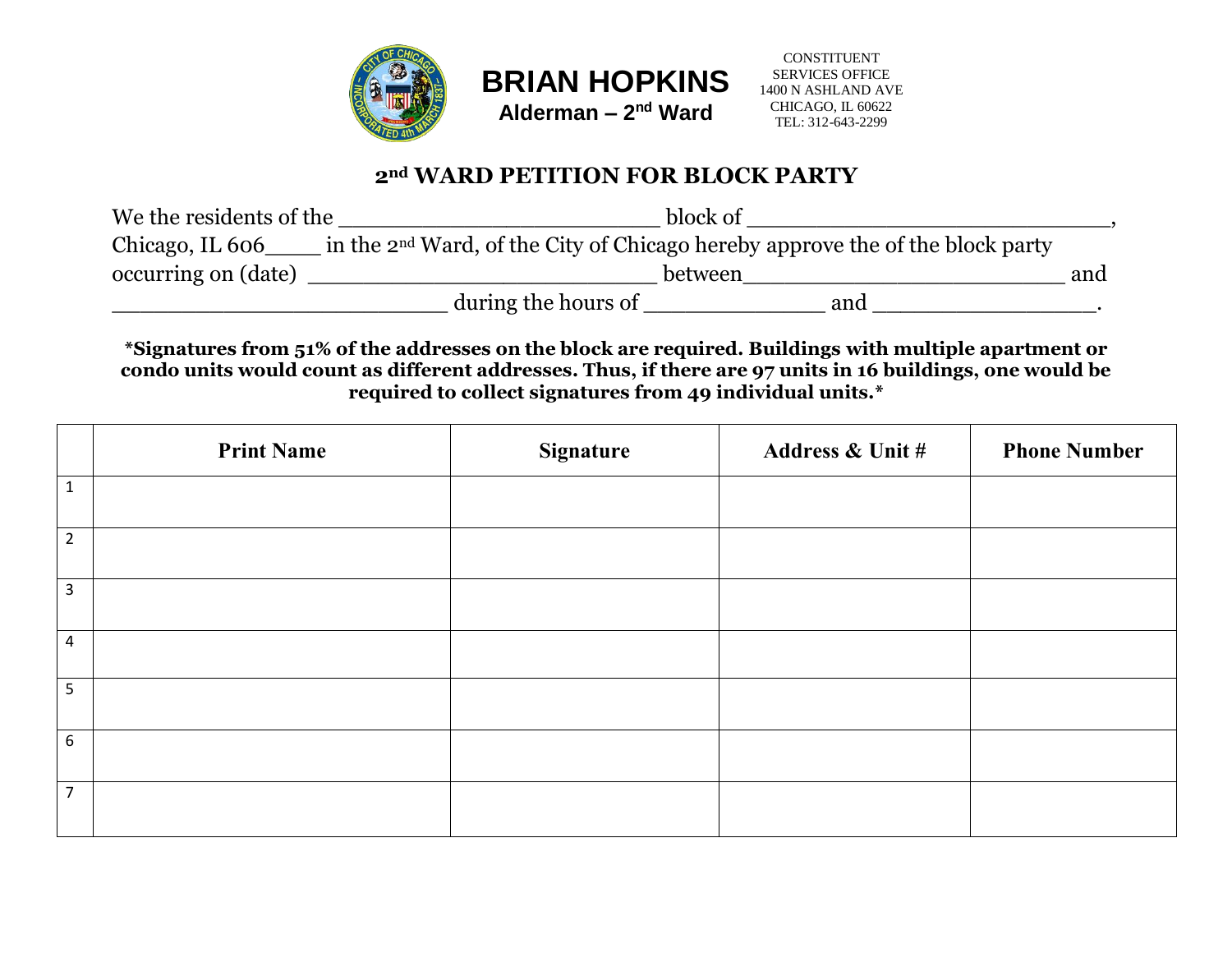**BRIAN HOPKINS**
**Alderman – 2nd Ward**

CONSTITUENT
SERVICES OFFICE
1400 N ASHLAND AVE
CHICAGO, IL 60622
TEL: 312-643-2299

## 2nd WARD PETITION FOR BLOCK PARTY

We the residents of the _______________________ block of __________________________, Chicago, IL 606____ in the 2nd Ward, of the City of Chicago hereby approve the of the block party occurring on (date) _________________________ between_______________________ and ________________________ during the hours of _____________ and ________________.

**\*Signatures from 51% of the addresses on the block are required. Buildings with multiple apartment or condo units would count as different addresses. Thus, if there are 97 units in 16 buildings, one would be required to collect signatures from 49 individual units.\***

| | Print Name | Signature | Address & Unit # | Phone Number |
|---|---|---|---|---|
| 1 | | | | |
| 2 | | | | |
| 3 | | | | |
| 4 | | | | |
| 5 | | | | |
| 6 | | | | |
| 7 | | | | |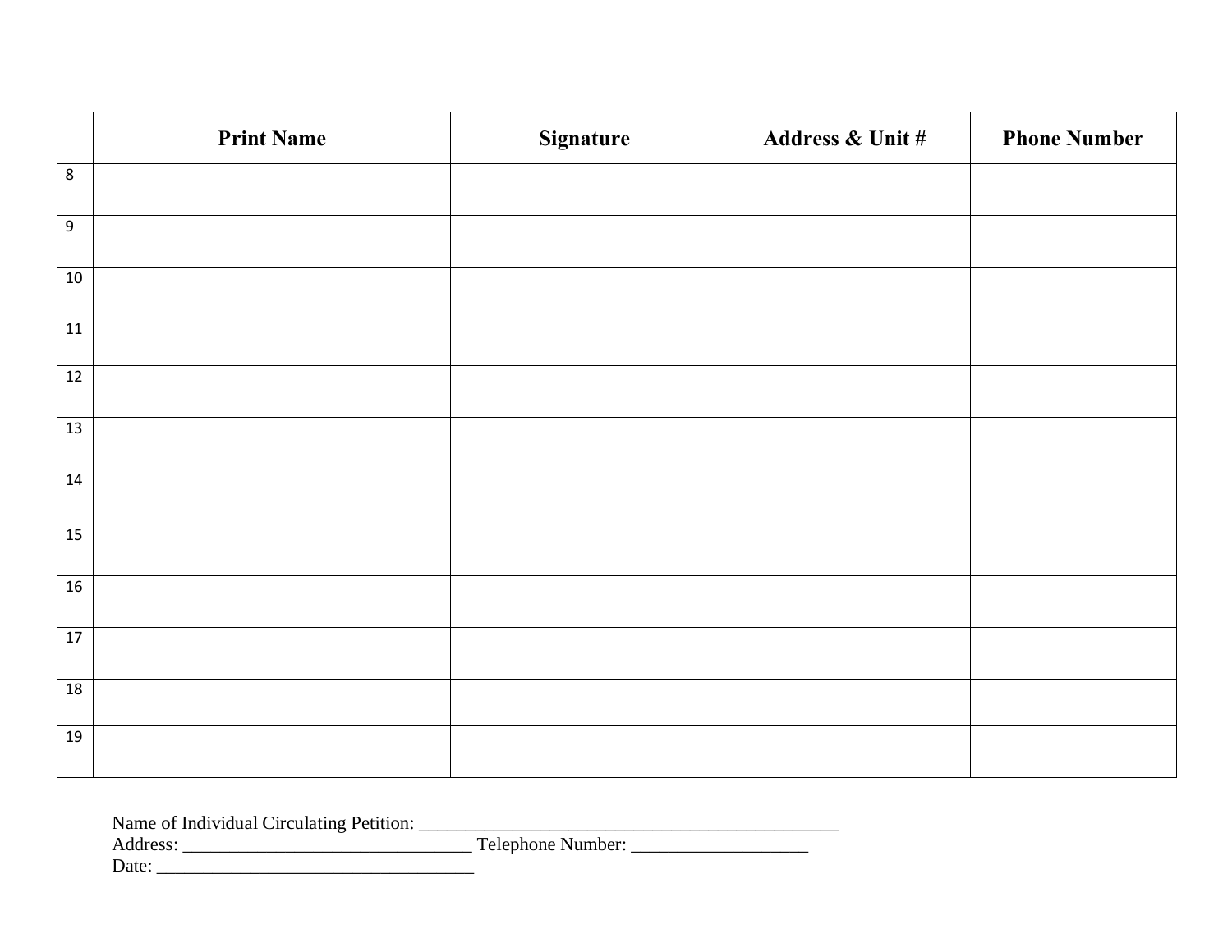| | Print Name | Signature | Address & Unit # | Phone Number |
|---|---|---|---|---|
| 8 | | | | |
| 9 | | | | |
| 10 | | | | |
| 11 | | | | |
| 12 | | | | |
| 13 | | | | |
| 14 | | | | |
| 15 | | | | |
| 16 | | | | |
| 17 | | | | |
| 18 | | | | |
| 19 | | | | |

Name of Individual Circulating Petition: _______________________________________________
Address: ________________________________ Telephone Number: ___________________
Date: ___________________________________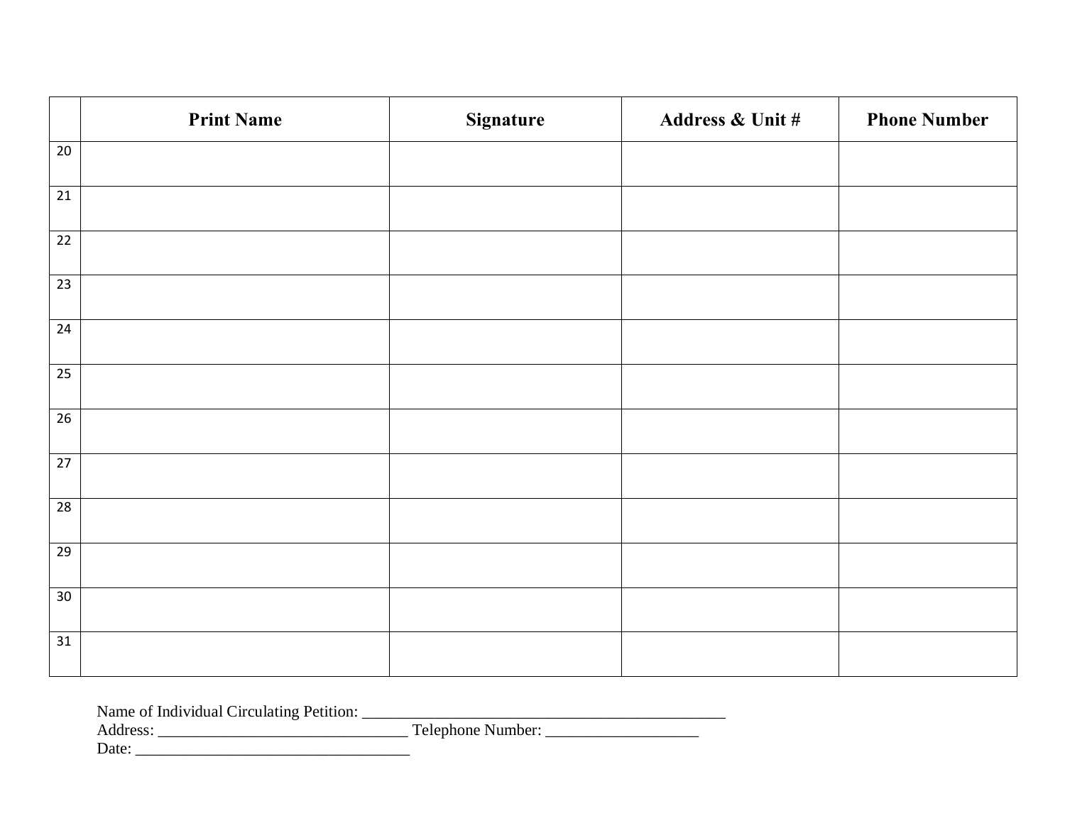| | Print Name | Signature | Address & Unit # | Phone Number |
|---|---|---|---|---|
| 20 | | | | |
| 21 | | | | |
| 22 | | | | |
| 23 | | | | |
| 24 | | | | |
| 25 | | | | |
| 26 | | | | |
| 27 | | | | |
| 28 | | | | |
| 29 | | | | |
| 30 | | | | |
| 31 | | | | |

Name of Individual Circulating Petition: _______________________________________________
Address: ________________________________ Telephone Number: ___________________
Date: ___________________________________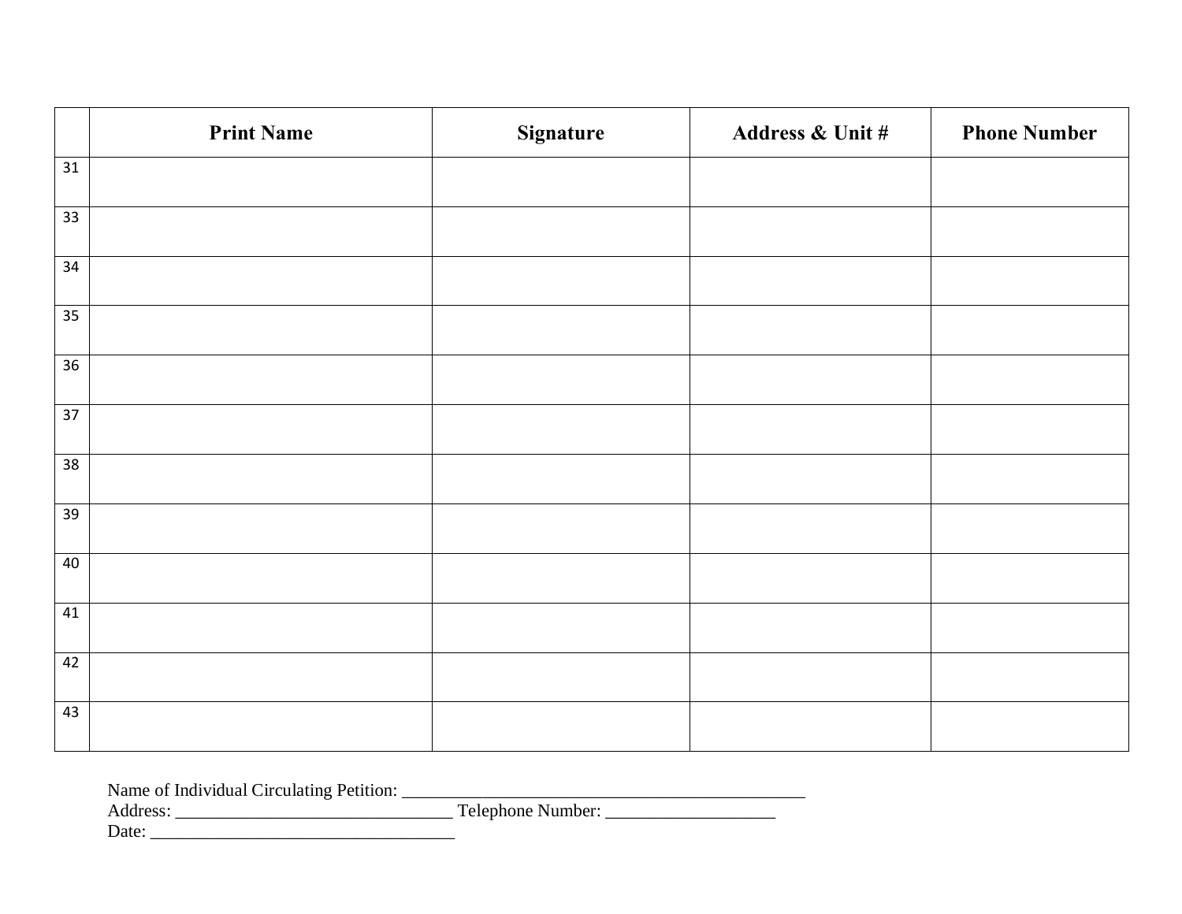| | Print Name | Signature | Address & Unit # | Phone Number |
|---|---|---|---|---|
| 31 | | | | |
| 33 | | | | |
| 34 | | | | |
| 35 | | | | |
| 36 | | | | |
| 37 | | | | |
| 38 | | | | |
| 39 | | | | |
| 40 | | | | |
| 41 | | | | |
| 42 | | | | |
| 43 | | | | |

Name of Individual Circulating Petition: _______________________________________________
Address: ________________________________ Telephone Number: ___________________
Date: ___________________________________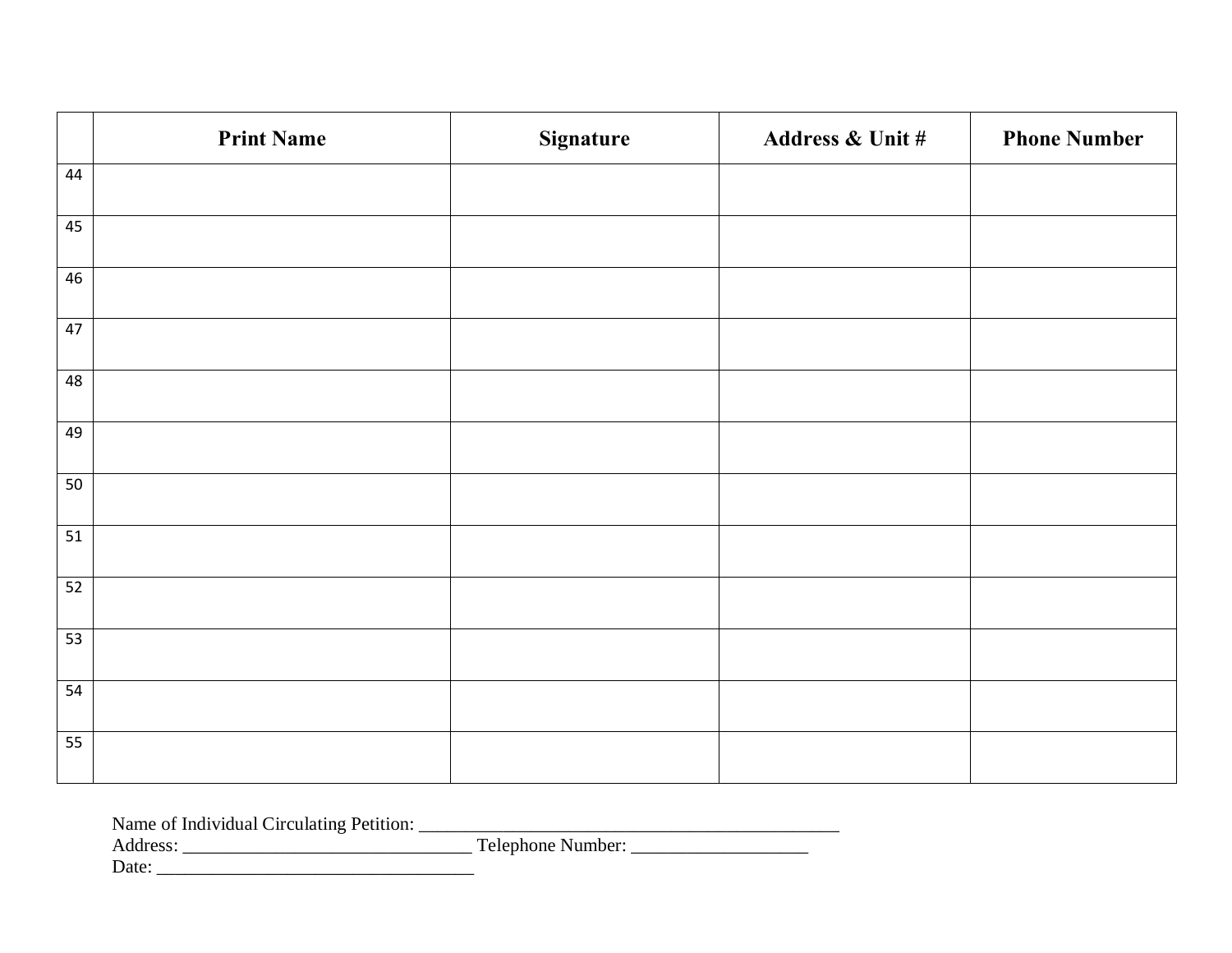| | Print Name | Signature | Address & Unit # | Phone Number |
|---|---|---|---|---|
| 44 | | | | |
| 45 | | | | |
| 46 | | | | |
| 47 | | | | |
| 48 | | | | |
| 49 | | | | |
| 50 | | | | |
| 51 | | | | |
| 52 | | | | |
| 53 | | | | |
| 54 | | | | |
| 55 | | | | |

Name of Individual Circulating Petition: _______________________________________________
Address: _________________________________ Telephone Number: ____________________
Date: ___________________________________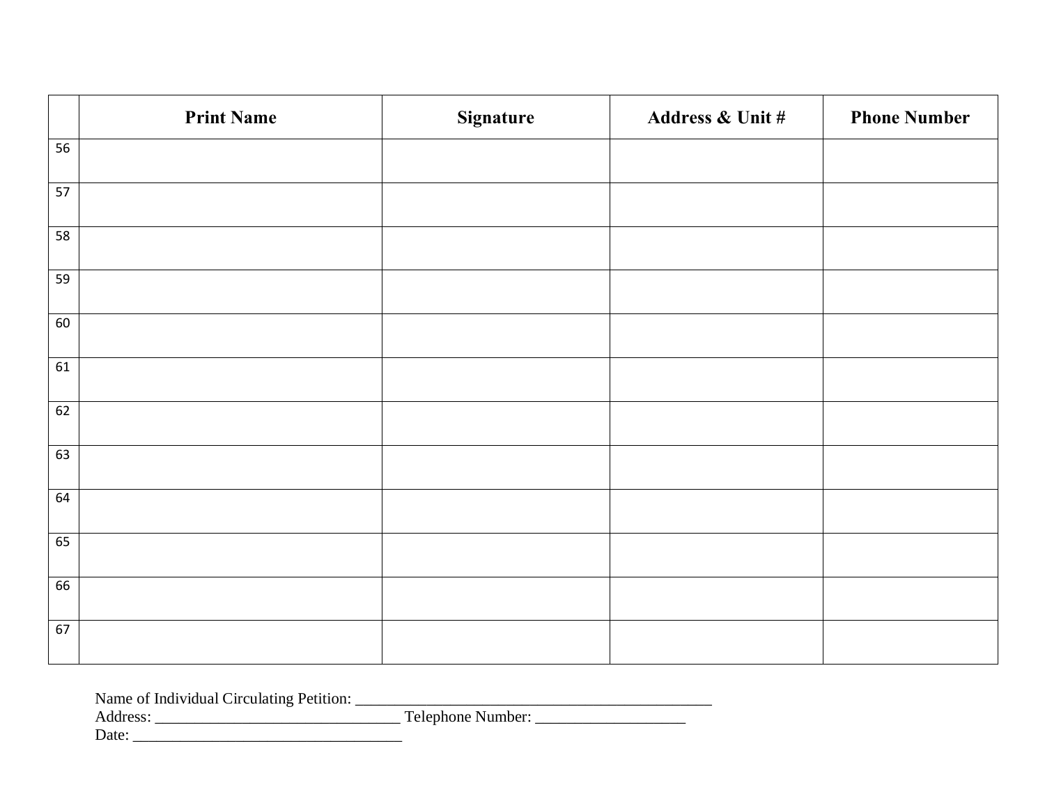| | Print Name | Signature | Address & Unit # | Phone Number |
|---|---|---|---|---|
| 56 | | | | |
| 57 | | | | |
| 58 | | | | |
| 59 | | | | |
| 60 | | | | |
| 61 | | | | |
| 62 | | | | |
| 63 | | | | |
| 64 | | | | |
| 65 | | | | |
| 66 | | | | |
| 67 | | | | |

Name of Individual Circulating Petition: ______________________________________________
Address: ________________________________ Telephone Number: ___________________
Date: ___________________________________